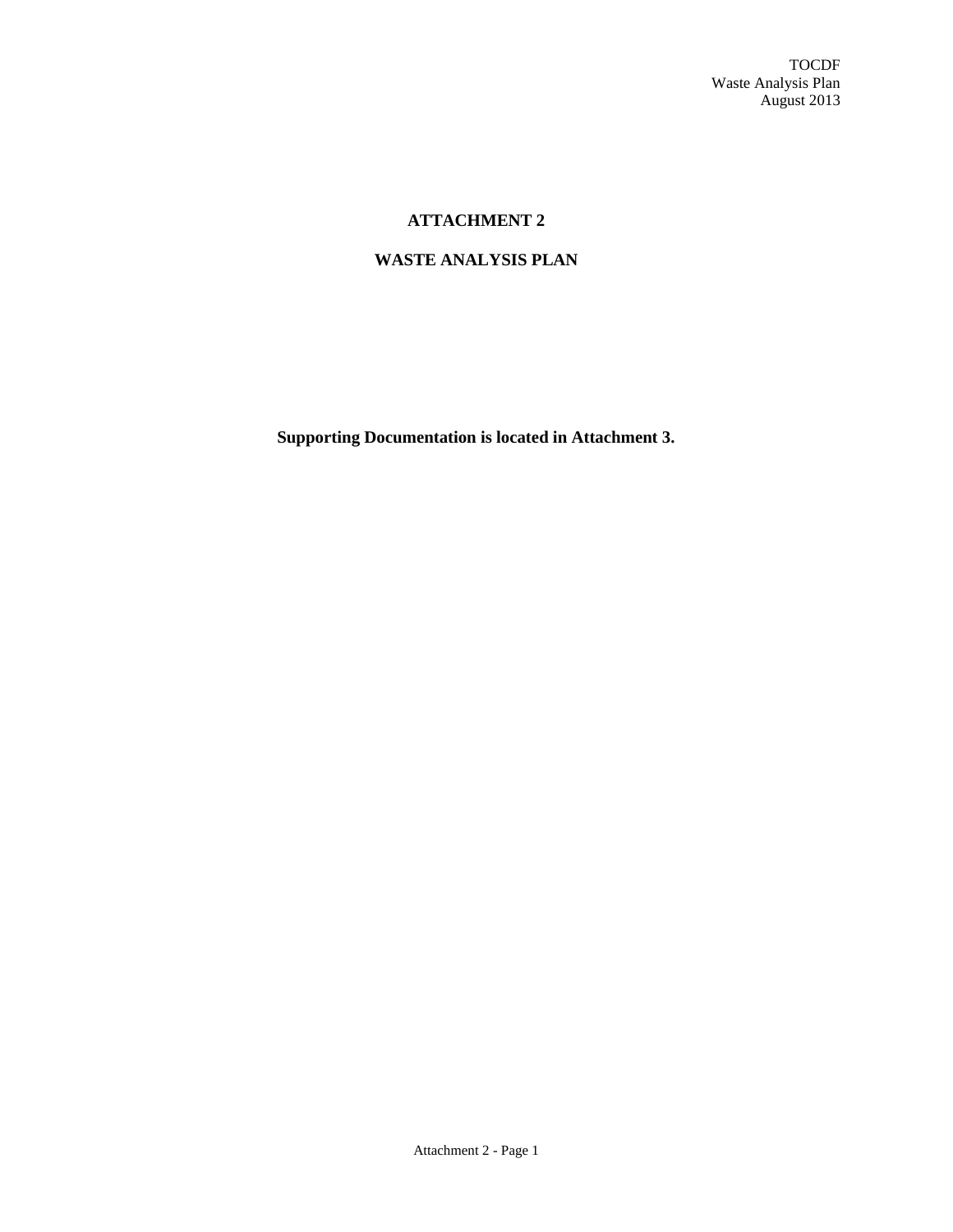# ATTACHMENT 2

# WASTE ANALYSIS PLAN

**Supporting Documentation is located in Attachment 3.**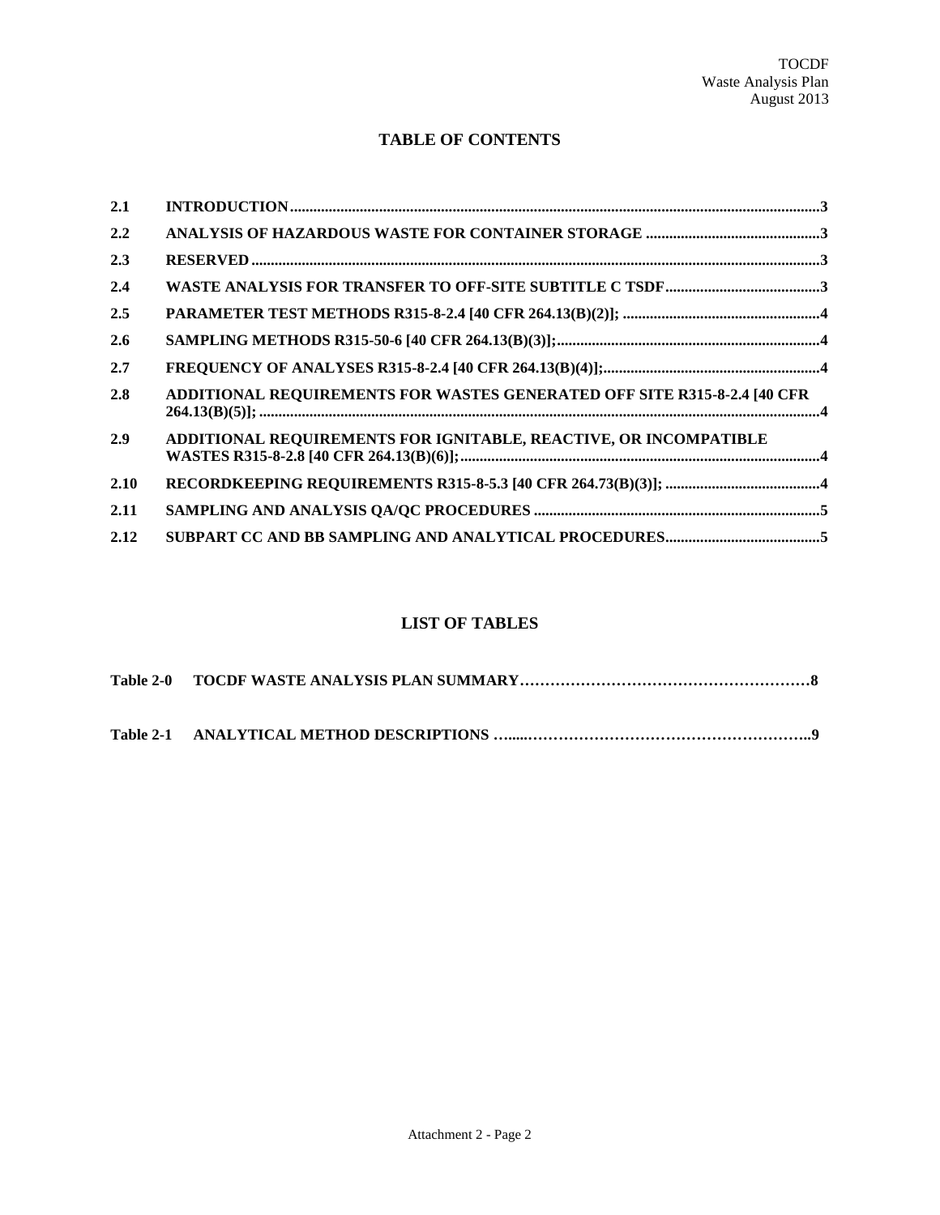# TABLE OF CONTENTS

| | | |
|---|---|---|
| 2.1 | INTRODUCTION | 3 |
| 2.2 | ANALYSIS OF HAZARDOUS WASTE FOR CONTAINER STORAGE | 3 |
| 2.3 | RESERVED | 3 |
| 2.4 | WASTE ANALYSIS FOR TRANSFER TO OFF-SITE SUBTITLE C TSDF | 3 |
| 2.5 | PARAMETER TEST METHODS R315-8-2.4 [40 CFR 264.13(B)(2)]; | 4 |
| 2.6 | SAMPLING METHODS R315-50-6 [40 CFR 264.13(B)(3)]; | 4 |
| 2.7 | FREQUENCY OF ANALYSES R315-8-2.4 [40 CFR 264.13(B)(4)]; | 4 |
| 2.8 | ADDITIONAL REQUIREMENTS FOR WASTES GENERATED OFF SITE R315-8-2.4 [40 CFR 264.13(B)(5)]; | 4 |
| 2.9 | ADDITIONAL REQUIREMENTS FOR IGNITABLE, REACTIVE, OR INCOMPATIBLE WASTES R315-8-2.8 [40 CFR 264.13(B)(6)]; | 4 |
| 2.10 | RECORDKEEPING REQUIREMENTS R315-8-5.3 [40 CFR 264.73(B)(3)]; | 4 |
| 2.11 | SAMPLING AND ANALYSIS QA/QC PROCEDURES | 5 |
| 2.12 | SUBPART CC AND BB SAMPLING AND ANALYTICAL PROCEDURES | 5 |

# LIST OF TABLES

| | | |
|---|---|---|
| Table 2-0 | TOCDF WASTE ANALYSIS PLAN SUMMARY | 8 |
| Table 2-1 | ANALYTICAL METHOD DESCRIPTIONS | 9 |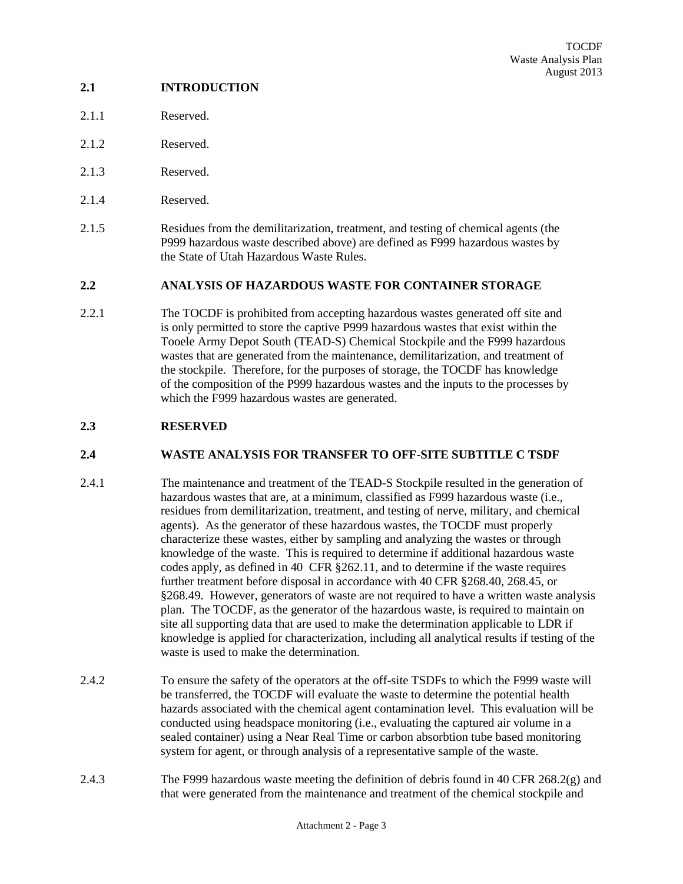## 2.1 INTRODUCTION

2.1.1 Reserved.

2.1.2 Reserved.

2.1.3 Reserved.

2.1.4 Reserved.

2.1.5 Residues from the demilitarization, treatment, and testing of chemical agents (the P999 hazardous waste described above) are defined as F999 hazardous wastes by the State of Utah Hazardous Waste Rules.

## 2.2 ANALYSIS OF HAZARDOUS WASTE FOR CONTAINER STORAGE

2.2.1 The TOCDF is prohibited from accepting hazardous wastes generated off site and is only permitted to store the captive P999 hazardous wastes that exist within the Tooele Army Depot South (TEAD-S) Chemical Stockpile and the F999 hazardous wastes that are generated from the maintenance, demilitarization, and treatment of the stockpile. Therefore, for the purposes of storage, the TOCDF has knowledge of the composition of the P999 hazardous wastes and the inputs to the processes by which the F999 hazardous wastes are generated.

## 2.3 RESERVED

## 2.4 WASTE ANALYSIS FOR TRANSFER TO OFF-SITE SUBTITLE C TSDF

2.4.1 The maintenance and treatment of the TEAD-S Stockpile resulted in the generation of hazardous wastes that are, at a minimum, classified as F999 hazardous waste (i.e., residues from demilitarization, treatment, and testing of nerve, military, and chemical agents). As the generator of these hazardous wastes, the TOCDF must properly characterize these wastes, either by sampling and analyzing the wastes or through knowledge of the waste. This is required to determine if additional hazardous waste codes apply, as defined in 40 CFR §262.11, and to determine if the waste requires further treatment before disposal in accordance with 40 CFR §268.40, 268.45, or §268.49. However, generators of waste are not required to have a written waste analysis plan. The TOCDF, as the generator of the hazardous waste, is required to maintain on site all supporting data that are used to make the determination applicable to LDR if knowledge is applied for characterization, including all analytical results if testing of the waste is used to make the determination.

2.4.2 To ensure the safety of the operators at the off-site TSDFs to which the F999 waste will be transferred, the TOCDF will evaluate the waste to determine the potential health hazards associated with the chemical agent contamination level. This evaluation will be conducted using headspace monitoring (i.e., evaluating the captured air volume in a sealed container) using a Near Real Time or carbon absorbtion tube based monitoring system for agent, or through analysis of a representative sample of the waste.

2.4.3 The F999 hazardous waste meeting the definition of debris found in 40 CFR 268.2(g) and that were generated from the maintenance and treatment of the chemical stockpile and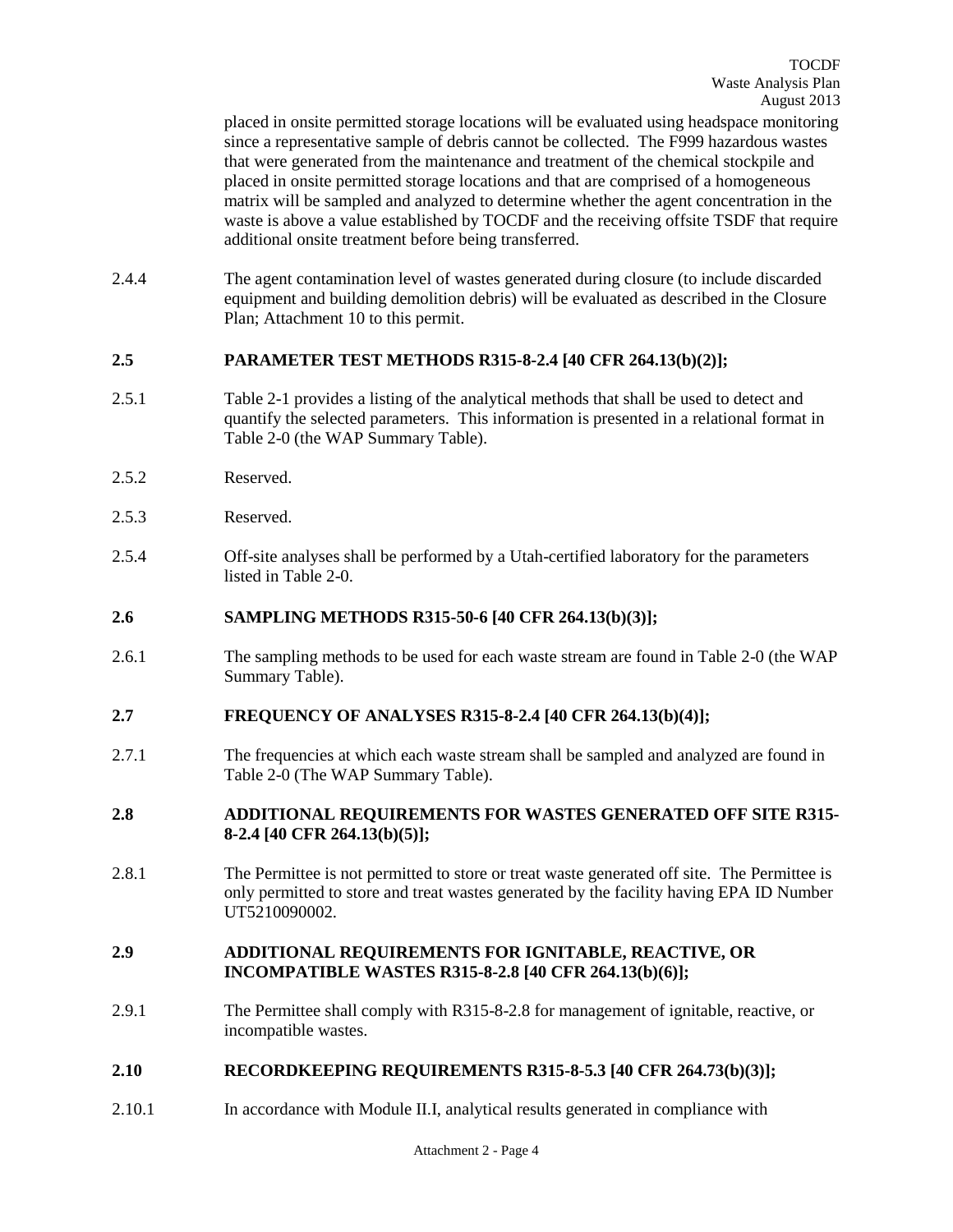placed in onsite permitted storage locations will be evaluated using headspace monitoring since a representative sample of debris cannot be collected. The F999 hazardous wastes that were generated from the maintenance and treatment of the chemical stockpile and placed in onsite permitted storage locations and that are comprised of a homogeneous matrix will be sampled and analyzed to determine whether the agent concentration in the waste is above a value established by TOCDF and the receiving offsite TSDF that require additional onsite treatment before being transferred.

2.4.4 The agent contamination level of wastes generated during closure (to include discarded equipment and building demolition debris) will be evaluated as described in the Closure Plan; Attachment 10 to this permit.

## 2.5 PARAMETER TEST METHODS R315-8-2.4 [40 CFR 264.13(b)(2)];

2.5.1 Table 2-1 provides a listing of the analytical methods that shall be used to detect and quantify the selected parameters. This information is presented in a relational format in Table 2-0 (the WAP Summary Table).

2.5.2 Reserved.

2.5.3 Reserved.

2.5.4 Off-site analyses shall be performed by a Utah-certified laboratory for the parameters listed in Table 2-0.

## 2.6 SAMPLING METHODS R315-50-6 [40 CFR 264.13(b)(3)];

2.6.1 The sampling methods to be used for each waste stream are found in Table 2-0 (the WAP Summary Table).

## 2.7 FREQUENCY OF ANALYSES R315-8-2.4 [40 CFR 264.13(b)(4)];

2.7.1 The frequencies at which each waste stream shall be sampled and analyzed are found in Table 2-0 (The WAP Summary Table).

## 2.8 ADDITIONAL REQUIREMENTS FOR WASTES GENERATED OFF SITE R315-8-2.4 [40 CFR 264.13(b)(5)];

2.8.1 The Permittee is not permitted to store or treat waste generated off site. The Permittee is only permitted to store and treat wastes generated by the facility having EPA ID Number UT5210090002.

## 2.9 ADDITIONAL REQUIREMENTS FOR IGNITABLE, REACTIVE, OR INCOMPATIBLE WASTES R315-8-2.8 [40 CFR 264.13(b)(6)];

2.9.1 The Permittee shall comply with R315-8-2.8 for management of ignitable, reactive, or incompatible wastes.

## 2.10 RECORDKEEPING REQUIREMENTS R315-8-5.3 [40 CFR 264.73(b)(3)];

2.10.1 In accordance with Module II.I, analytical results generated in compliance with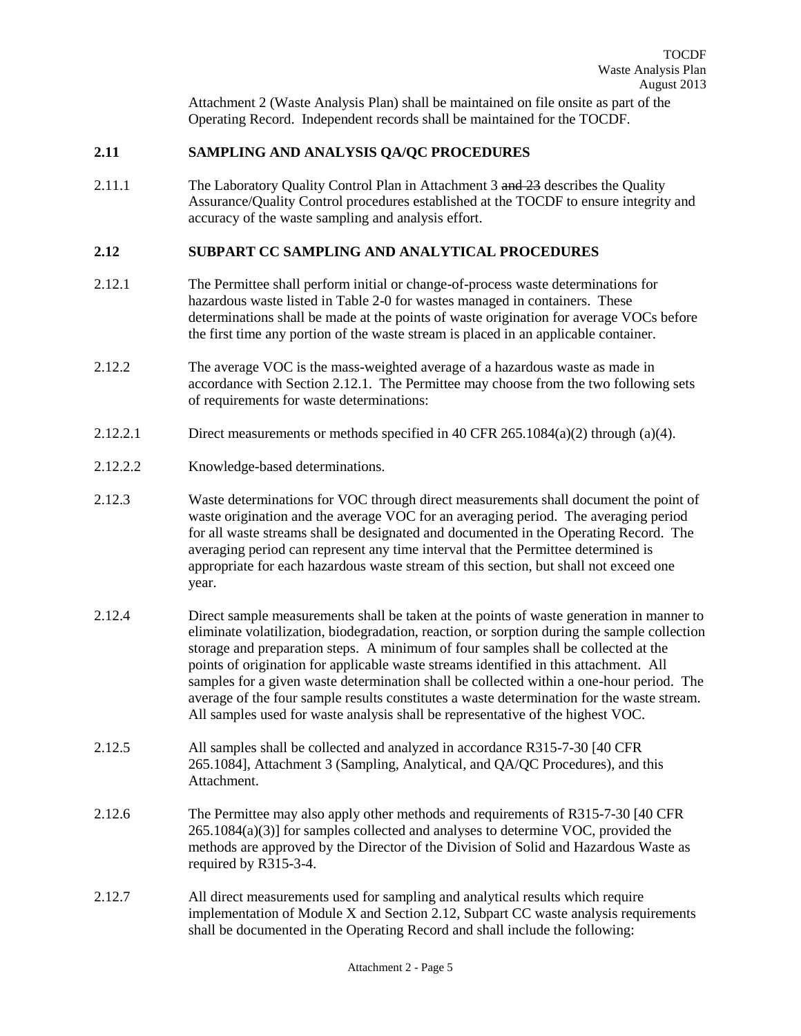Attachment 2 (Waste Analysis Plan) shall be maintained on file onsite as part of the Operating Record. Independent records shall be maintained for the TOCDF.

## 2.11 SAMPLING AND ANALYSIS QA/QC PROCEDURES

2.11.1 The Laboratory Quality Control Plan in Attachment 3 ~~and 23~~ describes the Quality Assurance/Quality Control procedures established at the TOCDF to ensure integrity and accuracy of the waste sampling and analysis effort.

## 2.12 SUBPART CC SAMPLING AND ANALYTICAL PROCEDURES

2.12.1 The Permittee shall perform initial or change-of-process waste determinations for hazardous waste listed in Table 2-0 for wastes managed in containers. These determinations shall be made at the points of waste origination for average VOCs before the first time any portion of the waste stream is placed in an applicable container.

2.12.2 The average VOC is the mass-weighted average of a hazardous waste as made in accordance with Section 2.12.1. The Permittee may choose from the two following sets of requirements for waste determinations:

2.12.2.1 Direct measurements or methods specified in 40 CFR 265.1084(a)(2) through (a)(4).

2.12.2.2 Knowledge-based determinations.

2.12.3 Waste determinations for VOC through direct measurements shall document the point of waste origination and the average VOC for an averaging period. The averaging period for all waste streams shall be designated and documented in the Operating Record. The averaging period can represent any time interval that the Permittee determined is appropriate for each hazardous waste stream of this section, but shall not exceed one year.

2.12.4 Direct sample measurements shall be taken at the points of waste generation in manner to eliminate volatilization, biodegradation, reaction, or sorption during the sample collection storage and preparation steps. A minimum of four samples shall be collected at the points of origination for applicable waste streams identified in this attachment. All samples for a given waste determination shall be collected within a one-hour period. The average of the four sample results constitutes a waste determination for the waste stream. All samples used for waste analysis shall be representative of the highest VOC.

2.12.5 All samples shall be collected and analyzed in accordance R315-7-30 [40 CFR 265.1084], Attachment 3 (Sampling, Analytical, and QA/QC Procedures), and this Attachment.

2.12.6 The Permittee may also apply other methods and requirements of R315-7-30 [40 CFR 265.1084(a)(3)] for samples collected and analyses to determine VOC, provided the methods are approved by the Director of the Division of Solid and Hazardous Waste as required by R315-3-4.

2.12.7 All direct measurements used for sampling and analytical results which require implementation of Module X and Section 2.12, Subpart CC waste analysis requirements shall be documented in the Operating Record and shall include the following: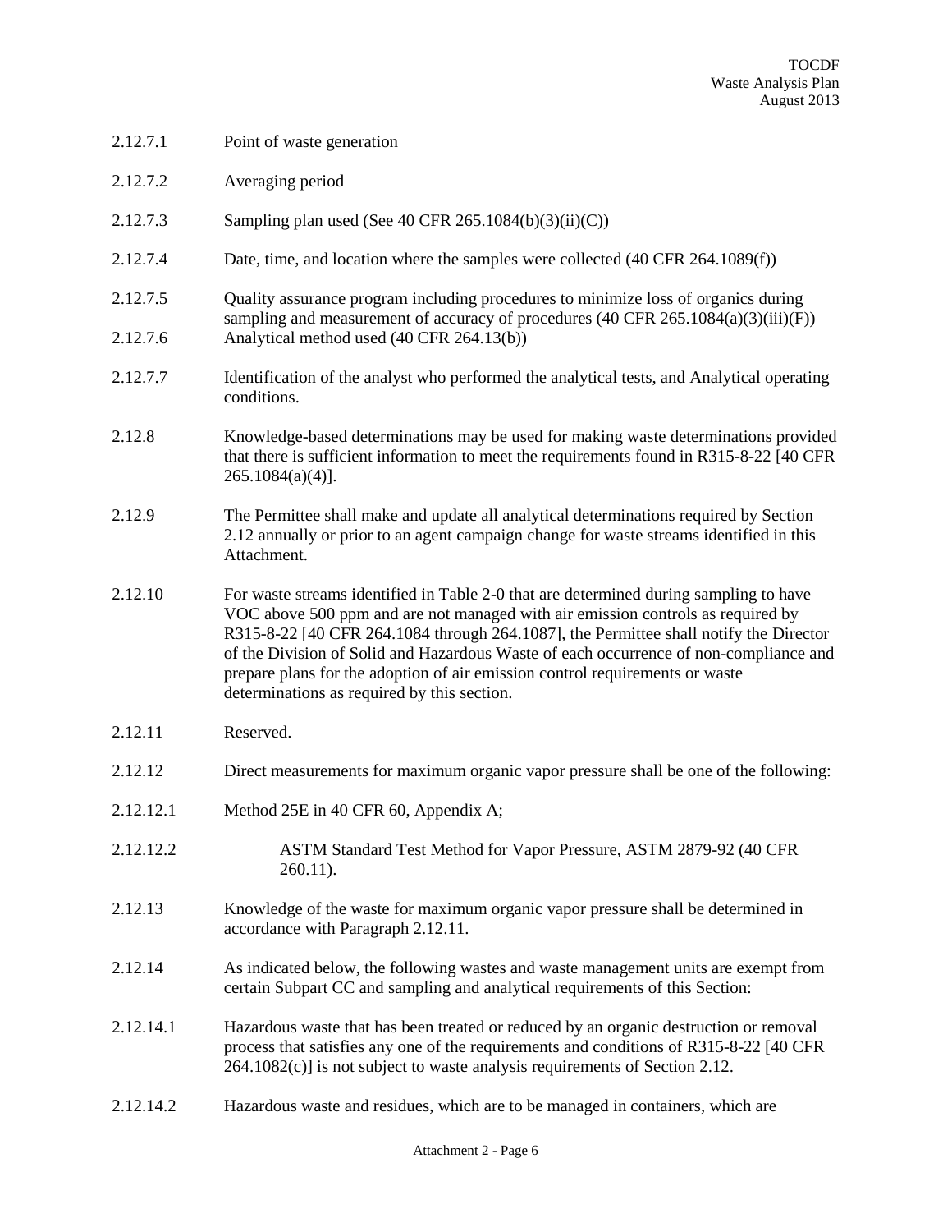2.12.7.1 Point of waste generation

2.12.7.2 Averaging period

2.12.7.3 Sampling plan used (See 40 CFR 265.1084(b)(3)(ii)(C))

2.12.7.4 Date, time, and location where the samples were collected (40 CFR 264.1089(f))

2.12.7.5 Quality assurance program including procedures to minimize loss of organics during sampling and measurement of accuracy of procedures (40 CFR 265.1084(a)(3)(iii)(F))

2.12.7.6 Analytical method used (40 CFR 264.13(b))

2.12.7.7 Identification of the analyst who performed the analytical tests, and Analytical operating conditions.

2.12.8 Knowledge-based determinations may be used for making waste determinations provided that there is sufficient information to meet the requirements found in R315-8-22 [40 CFR 265.1084(a)(4)].

2.12.9 The Permittee shall make and update all analytical determinations required by Section 2.12 annually or prior to an agent campaign change for waste streams identified in this Attachment.

2.12.10 For waste streams identified in Table 2-0 that are determined during sampling to have VOC above 500 ppm and are not managed with air emission controls as required by R315-8-22 [40 CFR 264.1084 through 264.1087], the Permittee shall notify the Director of the Division of Solid and Hazardous Waste of each occurrence of non-compliance and prepare plans for the adoption of air emission control requirements or waste determinations as required by this section.

2.12.11 Reserved.

2.12.12 Direct measurements for maximum organic vapor pressure shall be one of the following:

2.12.12.1 Method 25E in 40 CFR 60, Appendix A;

2.12.12.2 ASTM Standard Test Method for Vapor Pressure, ASTM 2879-92 (40 CFR 260.11).

2.12.13 Knowledge of the waste for maximum organic vapor pressure shall be determined in accordance with Paragraph 2.12.11.

2.12.14 As indicated below, the following wastes and waste management units are exempt from certain Subpart CC and sampling and analytical requirements of this Section:

2.12.14.1 Hazardous waste that has been treated or reduced by an organic destruction or removal process that satisfies any one of the requirements and conditions of R315-8-22 [40 CFR 264.1082(c)] is not subject to waste analysis requirements of Section 2.12.

2.12.14.2 Hazardous waste and residues, which are to be managed in containers, which are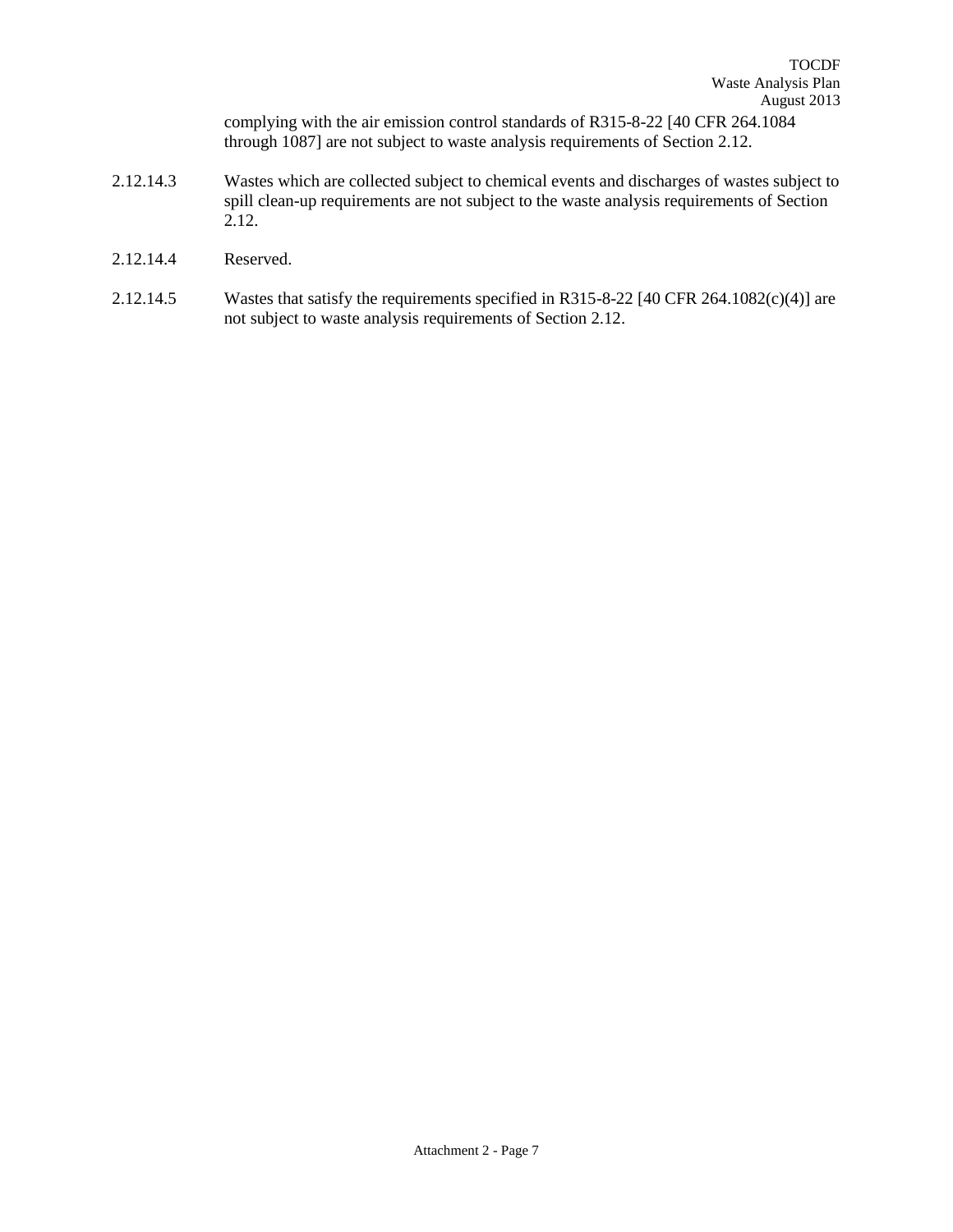complying with the air emission control standards of R315-8-22 [40 CFR 264.1084 through 1087] are not subject to waste analysis requirements of Section 2.12.

2.12.14.3 Wastes which are collected subject to chemical events and discharges of wastes subject to spill clean-up requirements are not subject to the waste analysis requirements of Section 2.12.

2.12.14.4 Reserved.

2.12.14.5 Wastes that satisfy the requirements specified in R315-8-22 [40 CFR 264.1082(c)(4)] are not subject to waste analysis requirements of Section 2.12.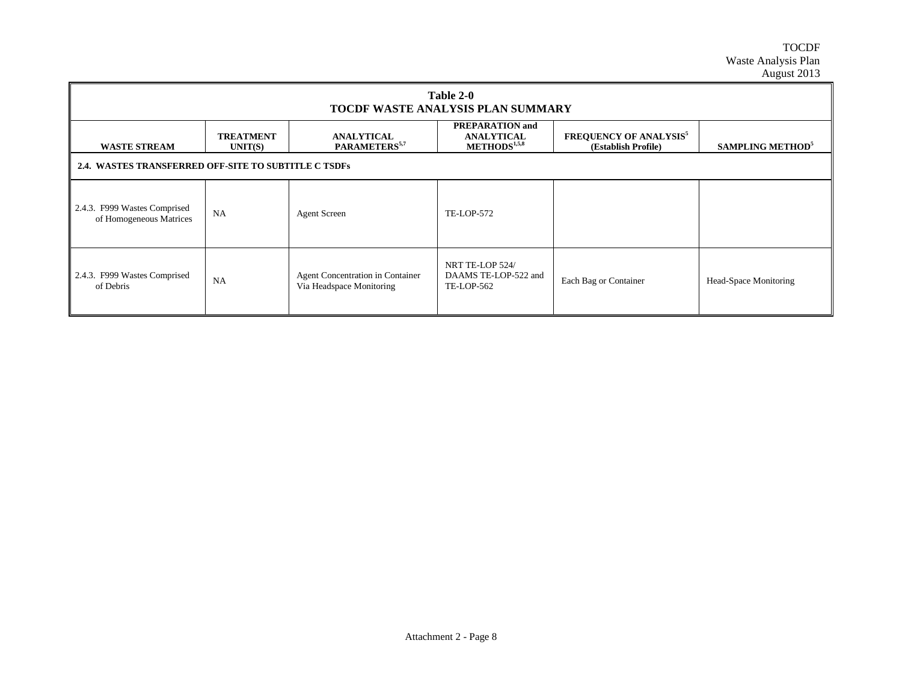| Table 2-0<br>TOCDF WASTE ANALYSIS PLAN SUMMARY | | | | | |
|---|---|---|---|---|---|
| **WASTE STREAM** | **TREATMENT UNIT(S)** | **ANALYTICAL PARAMETERS[5,7]** | **PREPARATION and ANALYTICAL METHODS[1,5,8]** | **FREQUENCY OF ANALYSIS[5] (Establish Profile)** | **SAMPLING METHOD[5]** |
| **2.4. WASTES TRANSFERRED OFF-SITE TO SUBTITLE C TSDFs** | | | | | |
| 2.4.3. F999 Wastes Comprised of Homogeneous Matrices | NA | Agent Screen | TE-LOP-572 | | |
| 2.4.3. F999 Wastes Comprised of Debris | NA | Agent Concentration in Container Via Headspace Monitoring | NRT TE-LOP 524/ DAAMS TE-LOP-522 and TE-LOP-562 | Each Bag or Container | Head-Space Monitoring |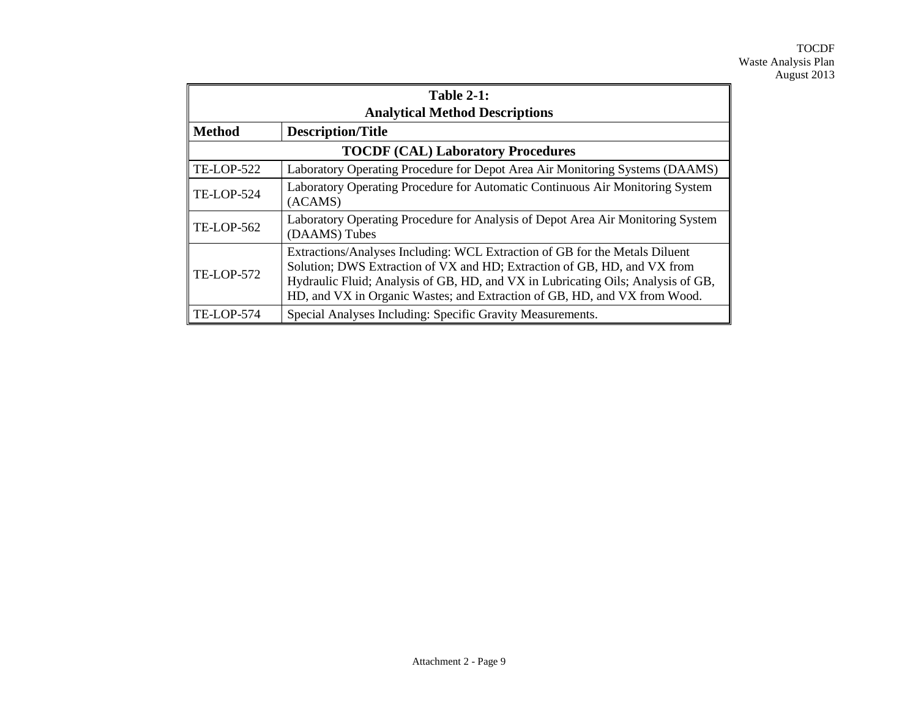**Table 2-1:**
**Analytical Method Descriptions**

| Method | Description/Title |
| --- | --- |
| **TOCDF (CAL) Laboratory Procedures** | |
| TE-LOP-522 | Laboratory Operating Procedure for Depot Area Air Monitoring Systems (DAAMS) |
| TE-LOP-524 | Laboratory Operating Procedure for Automatic Continuous Air Monitoring System (ACAMS) |
| TE-LOP-562 | Laboratory Operating Procedure for Analysis of Depot Area Air Monitoring System (DAAMS) Tubes |
| TE-LOP-572 | Extractions/Analyses Including: WCL Extraction of GB for the Metals Diluent Solution; DWS Extraction of VX and HD; Extraction of GB, HD, and VX from Hydraulic Fluid; Analysis of GB, HD, and VX in Lubricating Oils; Analysis of GB, HD, and VX in Organic Wastes; and Extraction of GB, HD, and VX from Wood. |
| TE-LOP-574 | Special Analyses Including: Specific Gravity Measurements. |